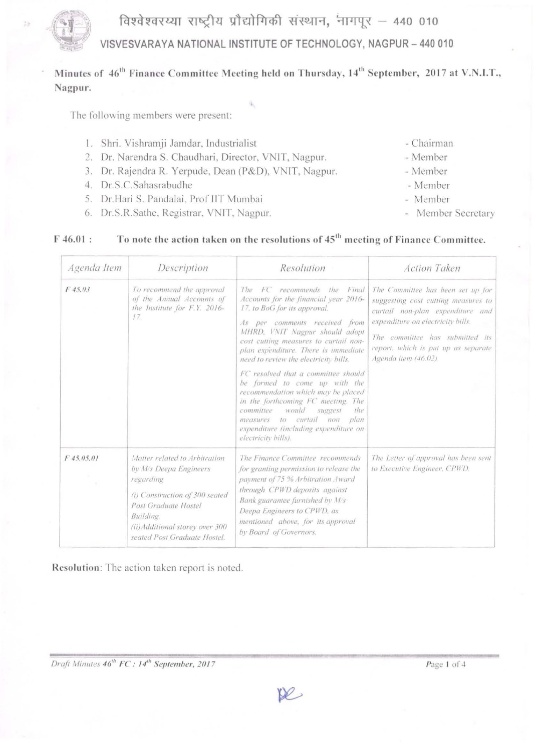# विश्वेश्वरय्या राष्ट्रीय प्रौद्योगिकी संस्थान, नागपूर – 440 010

## VISVESVARAYA NATIONAL INSTITUTE OF TECHNOLOGY, NAGPUR – 440 010

**Minutes of 46th Finance Committee Meeting held on Thursday, 14th September, 2017 at V.N.I.T., Nagpur.**

The following members were present:

1. Shri. Vishramji Jamdar, Industrialist - Chairman
2. Dr. Narendra S. Chaudhari, Director, VNIT, Nagpur. - Member
3. Dr. Rajendra R. Yerpude, Dean (P&D), VNIT, Nagpur. - Member
4. Dr.S.C.Sahasrabudhe - Member
5. Dr.Hari S. Pandalai, Prof IIT Mumbai - Member
6. Dr.S.R.Sathe, Registrar, VNIT, Nagpur. - Member Secretary

**F 46.01 : To note the action taken on the resolutions of 45th meeting of Finance Committee.**

| *Agenda Item* | *Description* | *Resolution* | *Action Taken* |
|---|---|---|---|
| *F 45.03* | *To recommend the approval of the Annual Accounts of the Institute for F.Y. 2016-17.* | *The FC recommends the Final Accounts for the financial year 2016-17, to BoG for its approval.*<br><br>*As per comments received from MHRD, VNIT Nagpur should adopt cost cutting measures to curtail non-plan expenditure. There is immediate need to review the electricity bills.*<br><br>*FC resolved that a committee should be formed to come up with the recommendation which may be placed in the forthcoming FC meeting. The committee would suggest the measures to curtail non plan expenditure (including expenditure on electricity bills).* | *The Committee has been set up for suggesting cost cutting measures to curtail non-plan expenditure and expenditure on electricity bills.*<br><br>*The committee has submitted its report, which is put up as separate Agenda item (46.02).* |
| *F 45.05.01* | *Matter related to Arbitration by M/s Deepa Engineers regarding*<br><br>*(i) Construction of 300 seated Post Graduate Hostel Building.*<br>*(ii)Additional storey over 300 seated Post Graduate Hostel.* | *The Finance Committee recommends for granting permission to release the payment of 75 % Arbitration Award through CPWD deposits against Bank guarantee furnished by M/s Deepa Engineers to CPWD, as mentioned above, for its approval by Board of Governors.* | *The Letter of approval has been sent to Executive Engineer, CPWD.* |

**Resolution**: The action taken report is noted.

*Draft Minutes 46th FC : 14th September, 2017*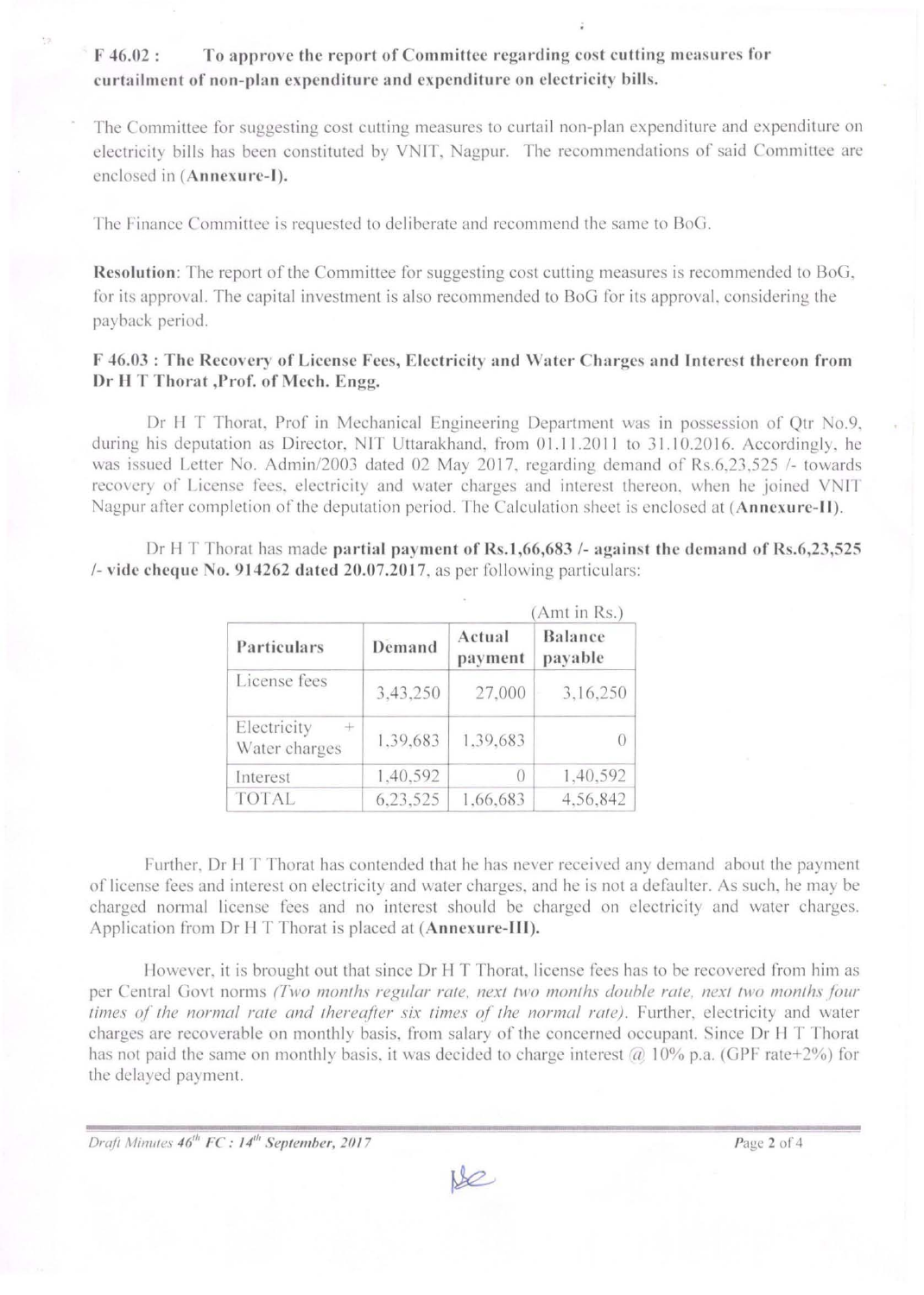**F 46.02 : To approve the report of Committee regarding cost cutting measures for curtailment of non-plan expenditure and expenditure on electricity bills.**

The Committee for suggesting cost cutting measures to curtail non-plan expenditure and expenditure on electricity bills has been constituted by VNIT, Nagpur. The recommendations of said Committee are enclosed in (**Annexure-I**).

The Finance Committee is requested to deliberate and recommend the same to BoG.

**Resolution**: The report of the Committee for suggesting cost cutting measures is recommended to BoG, for its approval. The capital investment is also recommended to BoG for its approval, considering the payback period.

**F 46.03 : The Recovery of License Fees, Electricity and Water Charges and Interest thereon from Dr H T Thorat ,Prof. of Mech. Engg.**

Dr H T Thorat, Prof in Mechanical Engineering Department was in possession of Qtr No.9, during his deputation as Director, NIT Uttarakhand, from 01.11.2011 to 31.10.2016. Accordingly, he was issued Letter No. Admin/2003 dated 02 May 2017, regarding demand of Rs.6,23,525 /- towards recovery of License fees, electricity and water charges and interest thereon, when he joined VNIT Nagpur after completion of the deputation period. The Calculation sheet is enclosed at (**Annexure-II**).

Dr H T Thorat has made **partial payment of Rs.1,66,683 /- against the demand of Rs.6,23,525 /- vide cheque No. 914262 dated 20.07.2017**, as per following particulars:

(Amt in Rs.)

| Particulars | Demand | Actual payment | Balance payable |
|---|---|---|---|
| License fees | 3,43,250 | 27,000 | 3,16,250 |
| Electricity + Water charges | 1,39,683 | 1,39,683 | 0 |
| Interest | 1,40,592 | 0 | 1,40,592 |
| TOTAL | 6,23,525 | 1,66,683 | 4,56,842 |

Further, Dr H T Thorat has contended that he has never received any demand about the payment of license fees and interest on electricity and water charges, and he is not a defaulter. As such, he may be charged normal license fees and no interest should be charged on electricity and water charges. Application from Dr H T Thorat is placed at (**Annexure-III**).

However, it is brought out that since Dr H T Thorat, license fees has to be recovered from him as per Central Govt norms *(Two months regular rate, next two months double rate, next two months four times of the normal rate and thereafter six times of the normal rate)*. Further, electricity and water charges are recoverable on monthly basis, from salary of the concerned occupant. Since Dr H T Thorat has not paid the same on monthly basis, it was decided to charge interest @ 10% p.a. (GPF rate+2%) for the delayed payment.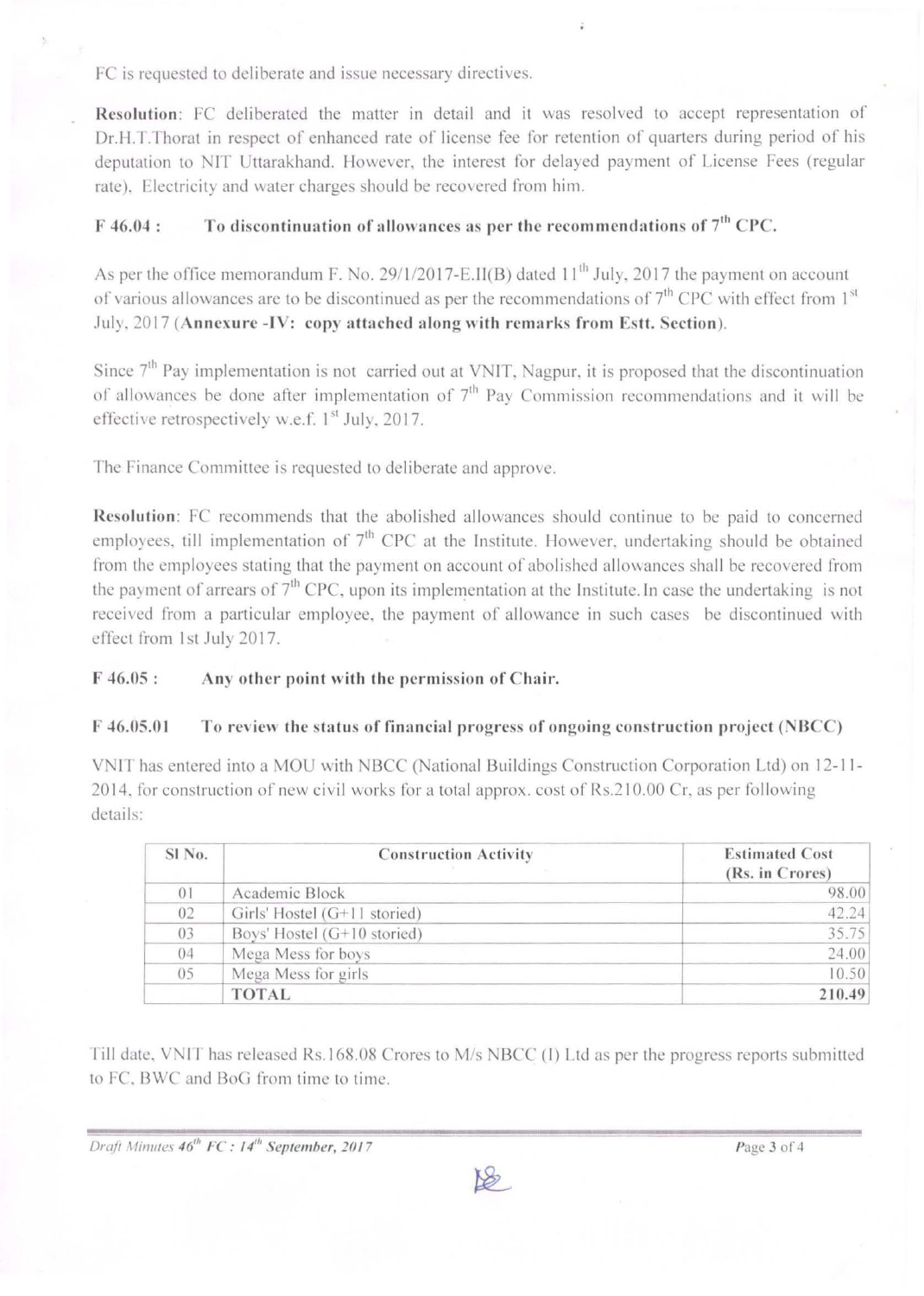FC is requested to deliberate and issue necessary directives.

**Resolution**: FC deliberated the matter in detail and it was resolved to accept representation of Dr.H.T.Thorat in respect of enhanced rate of license fee for retention of quarters during period of his deputation to NIT Uttarakhand. However, the interest for delayed payment of License Fees (regular rate), Electricity and water charges should be recovered from him.

### F 46.04 : To discontinuation of allowances as per the recommendations of 7th CPC.

As per the office memorandum F. No. 29/1/2017-E.II(B) dated 11th July, 2017 the payment on account of various allowances are to be discontinued as per the recommendations of 7th CPC with effect from 1st July, 2017 (**Annexure -IV: copy attached along with remarks from Estt. Section**).

Since 7th Pay implementation is not carried out at VNIT, Nagpur, it is proposed that the discontinuation of allowances be done after implementation of 7th Pay Commission recommendations and it will be effective retrospectively w.e.f. 1st July, 2017.

The Finance Committee is requested to deliberate and approve.

**Resolution**: FC recommends that the abolished allowances should continue to be paid to concerned employees, till implementation of 7th CPC at the Institute. However, undertaking should be obtained from the employees stating that the payment on account of abolished allowances shall be recovered from the payment of arrears of 7th CPC, upon its implementation at the Institute. In case the undertaking is not received from a particular employee, the payment of allowance in such cases be discontinued with effect from 1st July 2017.

### F 46.05 : Any other point with the permission of Chair.

### F 46.05.01 To review the status of financial progress of ongoing construction project (NBCC)

VNIT has entered into a MOU with NBCC (National Buildings Construction Corporation Ltd) on 12-11-2014, for construction of new civil works for a total approx. cost of Rs.210.00 Cr, as per following details:

| Sl No. | Construction Activity | Estimated Cost (Rs. in Crores) |
|---|---|---|
| 01 | Academic Block | 98.00 |
| 02 | Girls' Hostel (G+11 storied) | 42.24 |
| 03 | Boys' Hostel (G+10 storied) | 35.75 |
| 04 | Mega Mess for boys | 24.00 |
| 05 | Mega Mess for girls | 10.50 |
| | **TOTAL** | **210.49** |

Till date, VNIT has released Rs.168.08 Crores to M/s NBCC (I) Ltd as per the progress reports submitted to FC, BWC and BoG from time to time.

*Draft Minutes 46th FC : 14th September, 2017*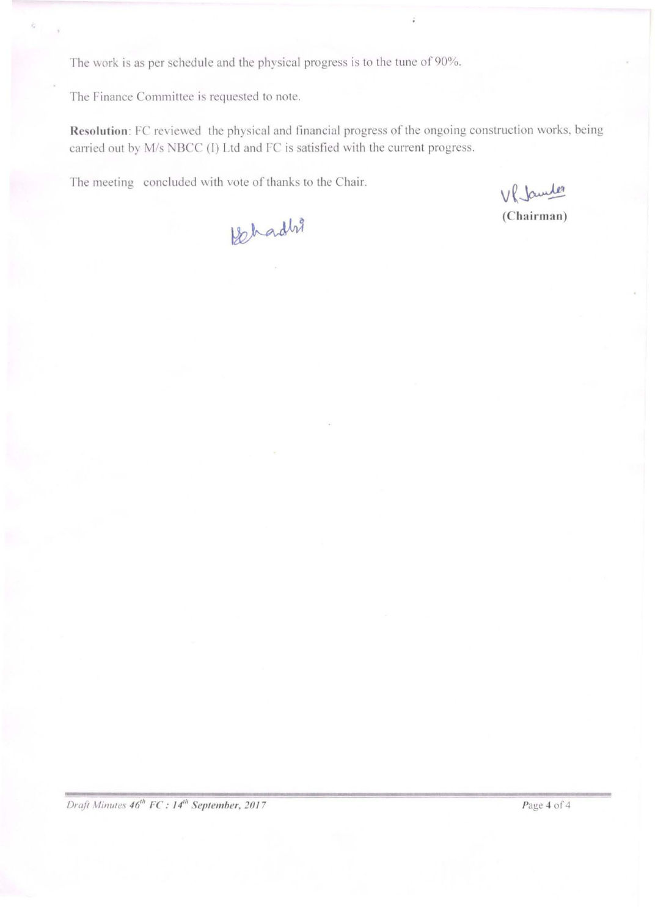The work is as per schedule and the physical progress is to the tune of 90%.

The Finance Committee is requested to note.

**Resolution**: FC reviewed the physical and financial progress of the ongoing construction works, being carried out by M/s NBCC (I) Ltd and FC is satisfied with the current progress.

The meeting concluded with vote of thanks to the Chair.

**(Chairman)**